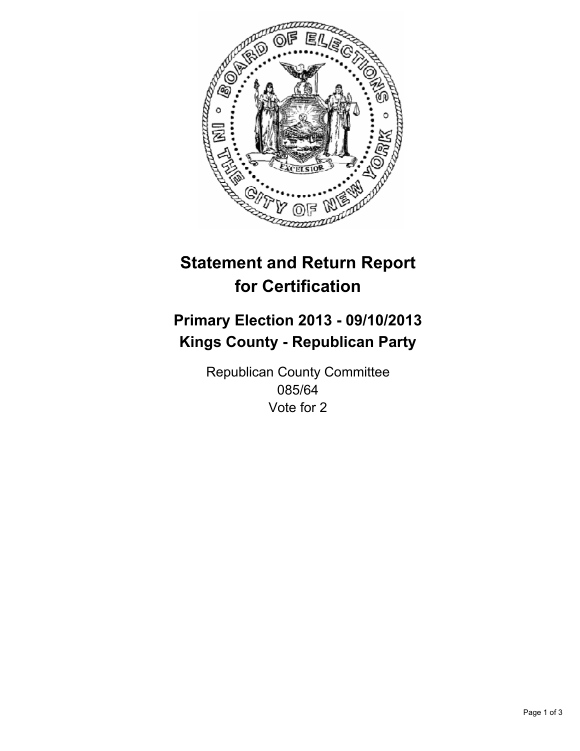# Statement and Return Report for Certification

## Primary Election 2013 - 09/10/2013
## Kings County - Republican Party

Republican County Committee
085/64
Vote for 2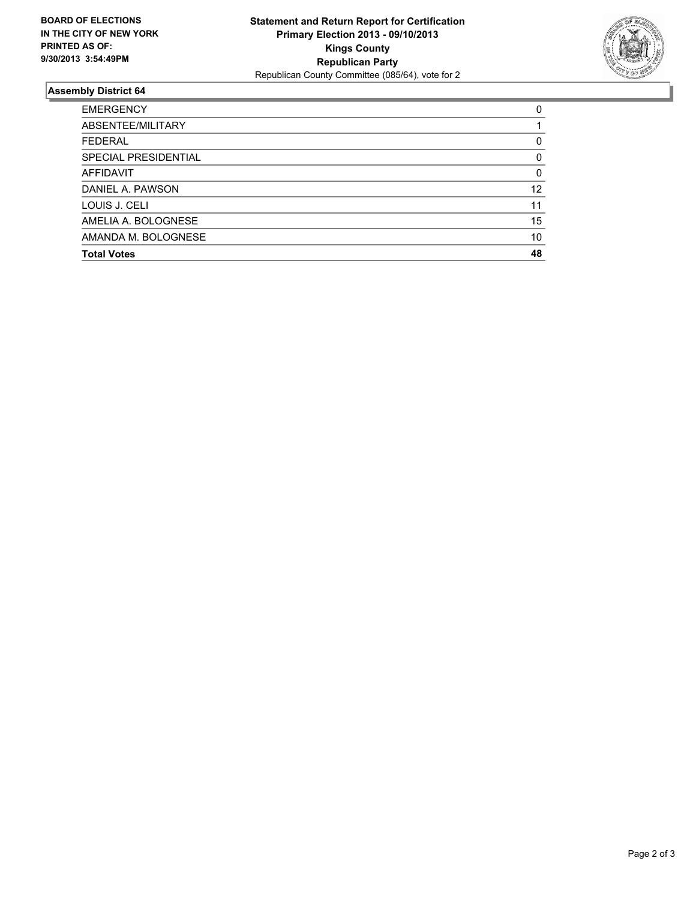**BOARD OF ELECTIONS IN THE CITY OF NEW YORK PRINTED AS OF: 9/30/2013 3:54:49PM**

**Statement and Return Report for Certification**
**Primary Election 2013 - 09/10/2013**
**Kings County**
**Republican Party**
Republican County Committee (085/64), vote for 2

## Assembly District 64

| | |
|---|---|
| EMERGENCY | 0 |
| ABSENTEE/MILITARY | 1 |
| FEDERAL | 0 |
| SPECIAL PRESIDENTIAL | 0 |
| AFFIDAVIT | 0 |
| DANIEL A. PAWSON | 12 |
| LOUIS J. CELI | 11 |
| AMELIA A. BOLOGNESE | 15 |
| AMANDA M. BOLOGNESE | 10 |
| **Total Votes** | **48** |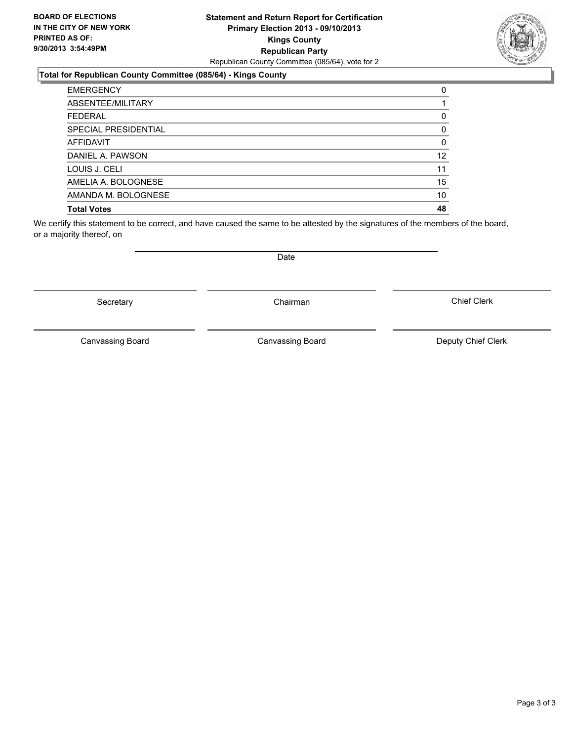**BOARD OF ELECTIONS IN THE CITY OF NEW YORK PRINTED AS OF: 9/30/2013 3:54:49PM**

**Statement and Return Report for Certification**
**Primary Election 2013 - 09/10/2013**
**Kings County**
**Republican Party**
Republican County Committee (085/64), vote for 2

### Total for Republican County Committee (085/64) - Kings County

| | |
|---|---|
| EMERGENCY | 0 |
| ABSENTEE/MILITARY | 1 |
| FEDERAL | 0 |
| SPECIAL PRESIDENTIAL | 0 |
| AFFIDAVIT | 0 |
| DANIEL A. PAWSON | 12 |
| LOUIS J. CELI | 11 |
| AMELIA A. BOLOGNESE | 15 |
| AMANDA M. BOLOGNESE | 10 |
| **Total Votes** | **48** |

We certify this statement to be correct, and have caused the same to be attested by the signatures of the members of the board, or a majority thereof, on

Date

Secretary

Chairman

Chief Clerk

Canvassing Board

Canvassing Board

Deputy Chief Clerk